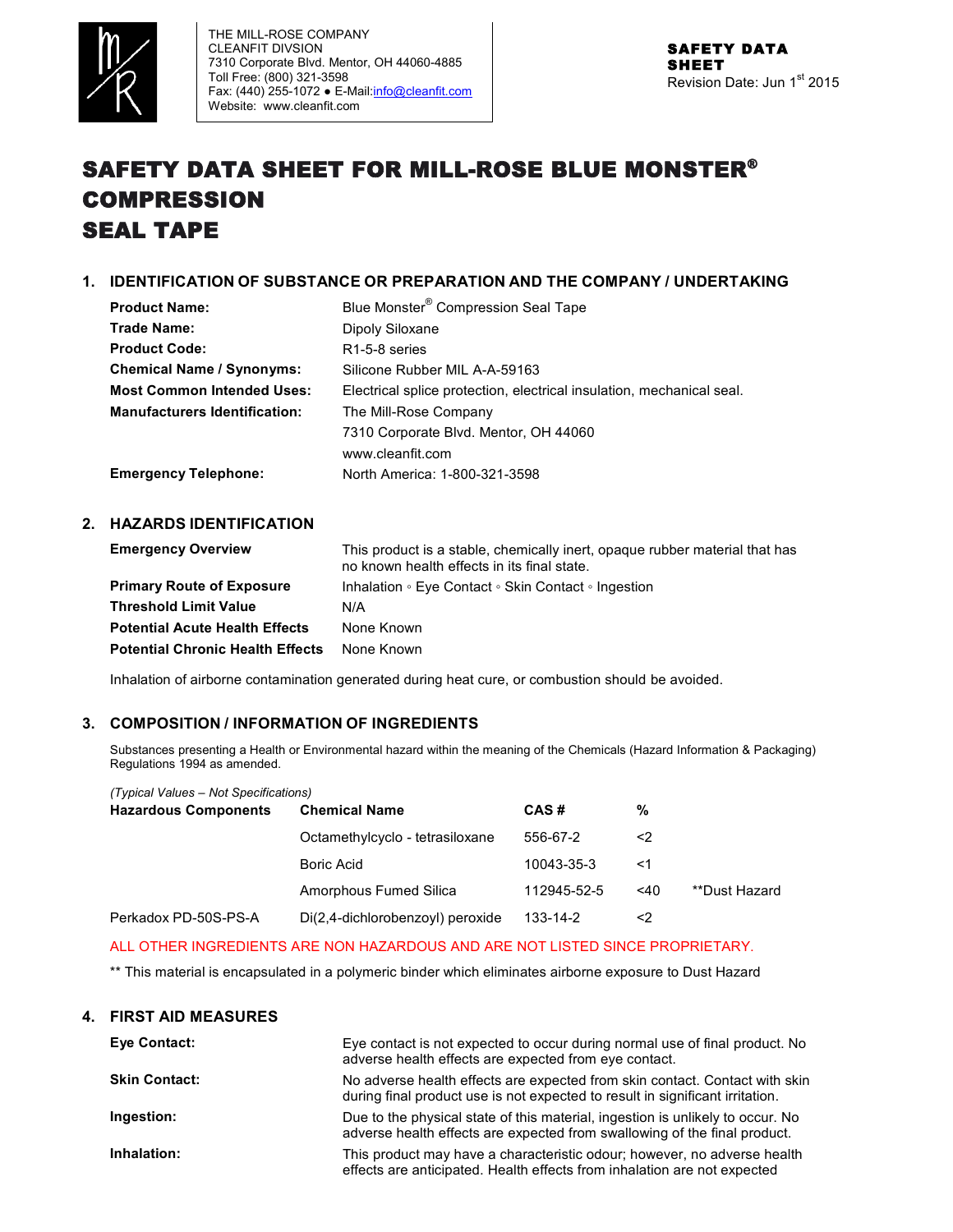THE MILL-ROSE COMPANY
CLEANFIT DIVSION
7310 Corporate Blvd. Mentor, OH 44060-4885
Toll Free: (800) 321-3598
Fax: (440) 255-1072 ● E-Mail:info@cleanfit.com
Website: www.cleanfit.com

**SAFETY DATA SHEET**
Revision Date: Jun 1st 2015

# SAFETY DATA SHEET FOR MILL-ROSE BLUE MONSTER® COMPRESSION SEAL TAPE

## 1. IDENTIFICATION OF SUBSTANCE OR PREPARATION AND THE COMPANY / UNDERTAKING

| | |
|---|---|
| **Product Name:** | Blue Monster® Compression Seal Tape |
| **Trade Name:** | Dipoly Siloxane |
| **Product Code:** | R1-5-8 series |
| **Chemical Name / Synonyms:** | Silicone Rubber MIL A-A-59163 |
| **Most Common Intended Uses:** | Electrical splice protection, electrical insulation, mechanical seal. |
| **Manufacturers Identification:** | The Mill-Rose Company<br>7310 Corporate Blvd. Mentor, OH 44060<br>www.cleanfit.com |
| **Emergency Telephone:** | North America: 1-800-321-3598 |

## 2. HAZARDS IDENTIFICATION

| | |
|---|---|
| **Emergency Overview** | This product is a stable, chemically inert, opaque rubber material that has no known health effects in its final state. |
| **Primary Route of Exposure** | Inhalation ◦ Eye Contact ◦ Skin Contact ◦ Ingestion |
| **Threshold Limit Value** | N/A |
| **Potential Acute Health Effects** | None Known |
| **Potential Chronic Health Effects** | None Known |

Inhalation of airborne contamination generated during heat cure, or combustion should be avoided.

## 3. COMPOSITION / INFORMATION OF INGREDIENTS

Substances presenting a Health or Environmental hazard within the meaning of the Chemicals (Hazard Information & Packaging) Regulations 1994 as amended.

*(Typical Values – Not Specifications)*

| Hazardous Components | Chemical Name | CAS # | % | |
|---|---|---|---|---|
| | Octamethylcyclo - tetrasiloxane | 556-67-2 | <2 | |
| | Boric Acid | 10043-35-3 | <1 | |
| | Amorphous Fumed Silica | 112945-52-5 | <40 | **Dust Hazard |
| Perkadox PD-50S-PS-A | Di(2,4-dichlorobenzoyl) peroxide | 133-14-2 | <2 | |

ALL OTHER INGREDIENTS ARE NON HAZARDOUS AND ARE NOT LISTED SINCE PROPRIETARY.

** This material is encapsulated in a polymeric binder which eliminates airborne exposure to Dust Hazard

## 4. FIRST AID MEASURES

| | |
|---|---|
| **Eye Contact:** | Eye contact is not expected to occur during normal use of final product. No adverse health effects are expected from eye contact. |
| **Skin Contact:** | No adverse health effects are expected from skin contact. Contact with skin during final product use is not expected to result in significant irritation. |
| **Ingestion:** | Due to the physical state of this material, ingestion is unlikely to occur. No adverse health effects are expected from swallowing of the final product. |
| **Inhalation:** | This product may have a characteristic odour; however, no adverse health effects are anticipated. Health effects from inhalation are not expected |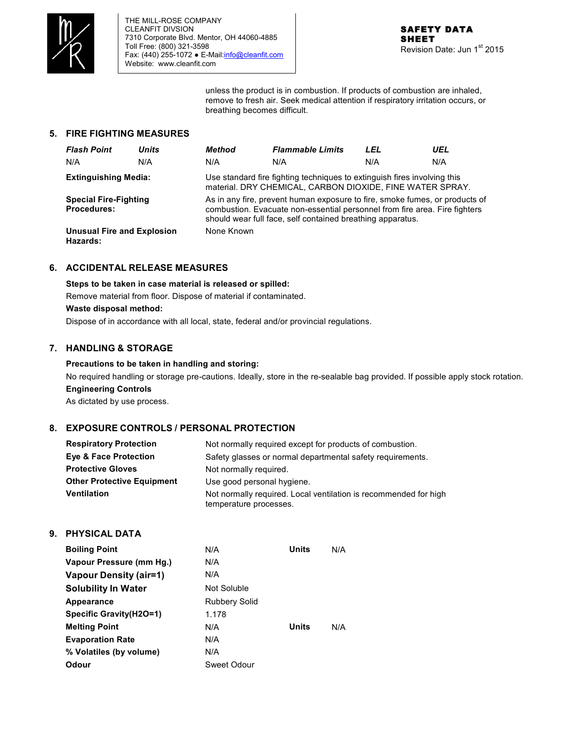unless the product is in combustion. If products of combustion are inhaled, remove to fresh air. Seek medical attention if respiratory irritation occurs, or breathing becomes difficult.

## 5. FIRE FIGHTING MEASURES

| *Flash Point* | *Units* | *Method* | *Flammable Limits* | *LEL* | *UEL* |
|---|---|---|---|---|---|
| N/A | N/A | N/A | N/A | N/A | N/A |

**Extinguishing Media:** Use standard fire fighting techniques to extinguish fires involving this material. DRY CHEMICAL, CARBON DIOXIDE, FINE WATER SPRAY.

**Special Fire-Fighting Procedures:** As in any fire, prevent human exposure to fire, smoke fumes, or products of combustion. Evacuate non-essential personnel from fire area. Fire fighters should wear full face, self contained breathing apparatus.

**Unusual Fire and Explosion Hazards:** None Known

## 6. ACCIDENTAL RELEASE MEASURES

**Steps to be taken in case material is released or spilled:**

Remove material from floor. Dispose of material if contaminated.

**Waste disposal method:**

Dispose of in accordance with all local, state, federal and/or provincial regulations.

## 7. HANDLING & STORAGE

**Precautions to be taken in handling and storing:**

No required handling or storage pre-cautions. Ideally, store in the re-sealable bag provided. If possible apply stock rotation.

**Engineering Controls**

As dictated by use process.

## 8. EXPOSURE CONTROLS / PERSONAL PROTECTION

| | |
|---|---|
| **Respiratory Protection** | Not normally required except for products of combustion. |
| **Eye & Face Protection** | Safety glasses or normal departmental safety requirements. |
| **Protective Gloves** | Not normally required. |
| **Other Protective Equipment** | Use good personal hygiene. |
| **Ventilation** | Not normally required. Local ventilation is recommended for high temperature processes. |

## 9. PHYSICAL DATA

| | | | |
|---|---|---|---|
| **Boiling Point** | N/A | **Units** | N/A |
| **Vapour Pressure (mm Hg.)** | N/A | | |
| **Vapour Density (air=1)** | N/A | | |
| **Solubility In Water** | Not Soluble | | |
| **Appearance** | Rubbery Solid | | |
| **Specific Gravity(H2O=1)** | 1.178 | | |
| **Melting Point** | N/A | **Units** | N/A |
| **Evaporation Rate** | N/A | | |
| **% Volatiles (by volume)** | N/A | | |
| **Odour** | Sweet Odour | | |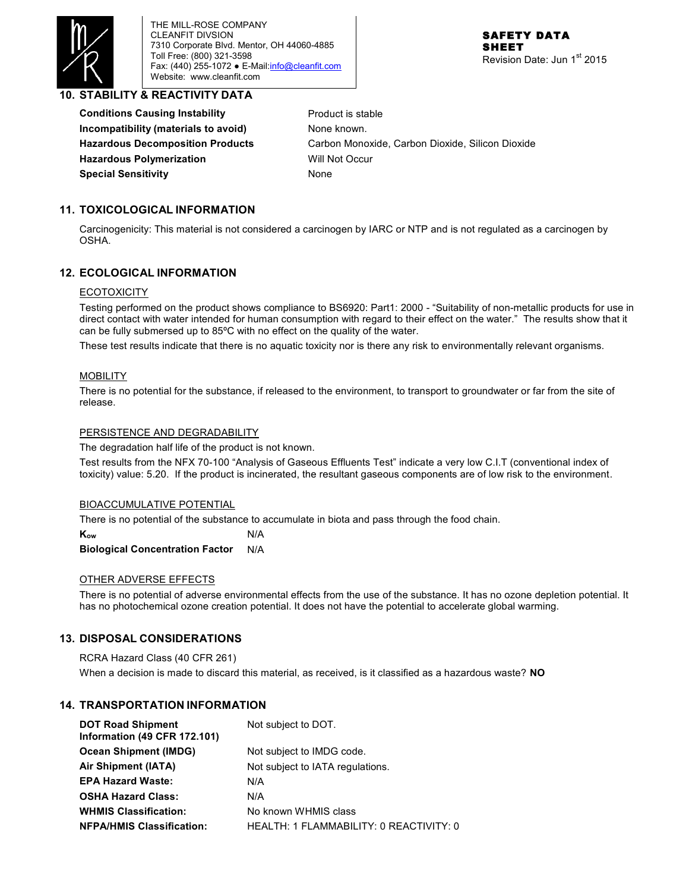## 10. STABILITY & REACTIVITY DATA

| | |
|---|---|
| **Conditions Causing Instability** | Product is stable |
| **Incompatibility (materials to avoid)** | None known. |
| **Hazardous Decomposition Products** | Carbon Monoxide, Carbon Dioxide, Silicon Dioxide |
| **Hazardous Polymerization** | Will Not Occur |
| **Special Sensitivity** | None |

## 11. TOXICOLOGICAL INFORMATION

Carcinogenicity: This material is not considered a carcinogen by IARC or NTP and is not regulated as a carcinogen by OSHA.

## 12. ECOLOGICAL INFORMATION

ECOTOXICITY

Testing performed on the product shows compliance to BS6920: Part1: 2000 - "Suitability of non-metallic products for use in direct contact with water intended for human consumption with regard to their effect on the water." The results show that it can be fully submersed up to 85ºC with no effect on the quality of the water.

These test results indicate that there is no aquatic toxicity nor is there any risk to environmentally relevant organisms.

MOBILITY

There is no potential for the substance, if released to the environment, to transport to groundwater or far from the site of release.

PERSISTENCE AND DEGRADABILITY

The degradation half life of the product is not known.

Test results from the NFX 70-100 "Analysis of Gaseous Effluents Test" indicate a very low C.I.T (conventional index of toxicity) value: 5.20. If the product is incinerated, the resultant gaseous components are of low risk to the environment.

BIOACCUMULATIVE POTENTIAL

There is no potential of the substance to accumulate in biota and pass through the food chain.

| | |
|---|---|
| $K_{ow}$ | N/A |
| **Biological Concentration Factor** | N/A |

OTHER ADVERSE EFFECTS

There is no potential of adverse environmental effects from the use of the substance. It has no ozone depletion potential. It has no photochemical ozone creation potential. It does not have the potential to accelerate global warming.

## 13. DISPOSAL CONSIDERATIONS

RCRA Hazard Class (40 CFR 261)

When a decision is made to discard this material, as received, is it classified as a hazardous waste? **NO**

## 14. TRANSPORTATION INFORMATION

| | |
|---|---|
| **DOT Road Shipment Information (49 CFR 172.101)** | Not subject to DOT. |
| **Ocean Shipment (IMDG)** | Not subject to IMDG code. |
| **Air Shipment (IATA)** | Not subject to IATA regulations. |
| **EPA Hazard Waste:** | N/A |
| **OSHA Hazard Class:** | N/A |
| **WHMIS Classification:** | No known WHMIS class |
| **NFPA/HMIS Classification:** | HEALTH: 1 FLAMMABILITY: 0 REACTIVITY: 0 |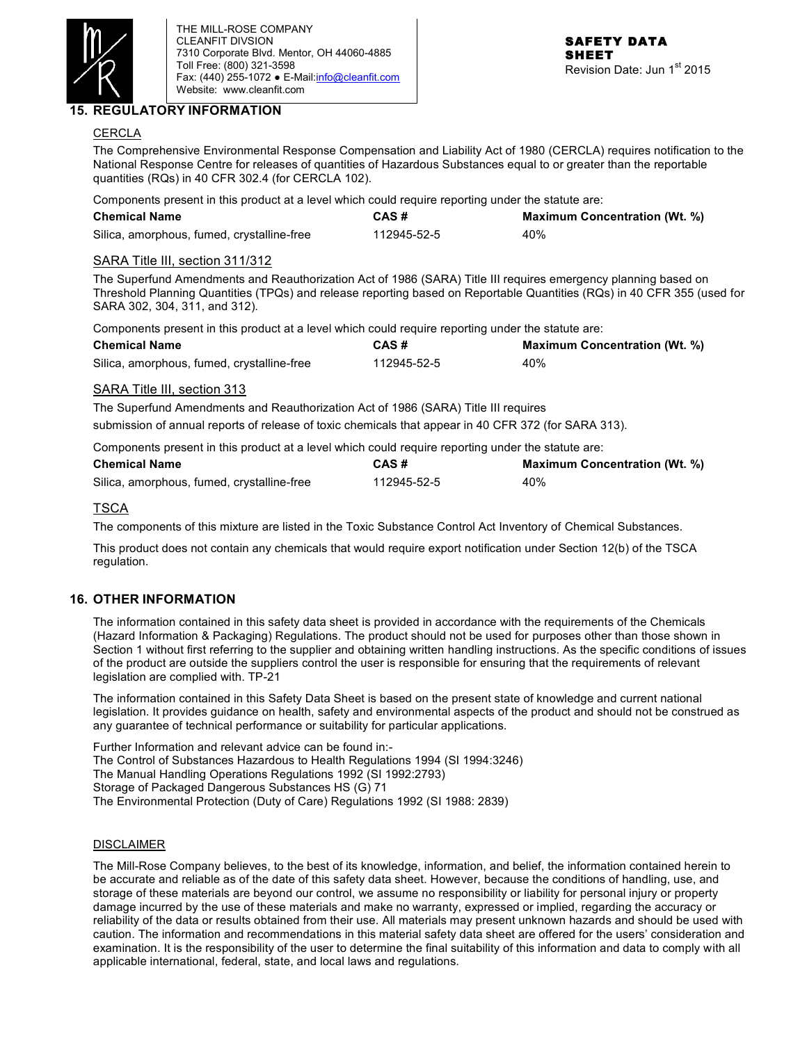## 15. REGULATORY INFORMATION

### CERCLA

The Comprehensive Environmental Response Compensation and Liability Act of 1980 (CERCLA) requires notification to the National Response Centre for releases of quantities of Hazardous Substances equal to or greater than the reportable quantities (RQs) in 40 CFR 302.4 (for CERCLA 102).

Components present in this product at a level which could require reporting under the statute are:

| Chemical Name | CAS # | Maximum Concentration (Wt. %) |
|---|---|---|
| Silica, amorphous, fumed, crystalline-free | 112945-52-5 | 40% |

### SARA Title III, section 311/312

The Superfund Amendments and Reauthorization Act of 1986 (SARA) Title III requires emergency planning based on Threshold Planning Quantities (TPQs) and release reporting based on Reportable Quantities (RQs) in 40 CFR 355 (used for SARA 302, 304, 311, and 312).

Components present in this product at a level which could require reporting under the statute are:

| Chemical Name | CAS # | Maximum Concentration (Wt. %) |
|---|---|---|
| Silica, amorphous, fumed, crystalline-free | 112945-52-5 | 40% |

### SARA Title III, section 313

The Superfund Amendments and Reauthorization Act of 1986 (SARA) Title III requires submission of annual reports of release of toxic chemicals that appear in 40 CFR 372 (for SARA 313).

Components present in this product at a level which could require reporting under the statute are:

| Chemical Name | CAS # | Maximum Concentration (Wt. %) |
|---|---|---|
| Silica, amorphous, fumed, crystalline-free | 112945-52-5 | 40% |

### TSCA

The components of this mixture are listed in the Toxic Substance Control Act Inventory of Chemical Substances.

This product does not contain any chemicals that would require export notification under Section 12(b) of the TSCA regulation.

## 16. OTHER INFORMATION

The information contained in this safety data sheet is provided in accordance with the requirements of the Chemicals (Hazard Information & Packaging) Regulations. The product should not be used for purposes other than those shown in Section 1 without first referring to the supplier and obtaining written handling instructions. As the specific conditions of issues of the product are outside the suppliers control the user is responsible for ensuring that the requirements of relevant legislation are complied with. TP-21

The information contained in this Safety Data Sheet is based on the present state of knowledge and current national legislation. It provides guidance on health, safety and environmental aspects of the product and should not be construed as any guarantee of technical performance or suitability for particular applications.

Further Information and relevant advice can be found in:-
The Control of Substances Hazardous to Health Regulations 1994 (SI 1994:3246)
The Manual Handling Operations Regulations 1992 (SI 1992:2793)
Storage of Packaged Dangerous Substances HS (G) 71
The Environmental Protection (Duty of Care) Regulations 1992 (SI 1988: 2839)

### DISCLAIMER

The Mill-Rose Company believes, to the best of its knowledge, information, and belief, the information contained herein to be accurate and reliable as of the date of this safety data sheet. However, because the conditions of handling, use, and storage of these materials are beyond our control, we assume no responsibility or liability for personal injury or property damage incurred by the use of these materials and make no warranty, expressed or implied, regarding the accuracy or reliability of the data or results obtained from their use. All materials may present unknown hazards and should be used with caution. The information and recommendations in this material safety data sheet are offered for the users' consideration and examination. It is the responsibility of the user to determine the final suitability of this information and data to comply with all applicable international, federal, state, and local laws and regulations.